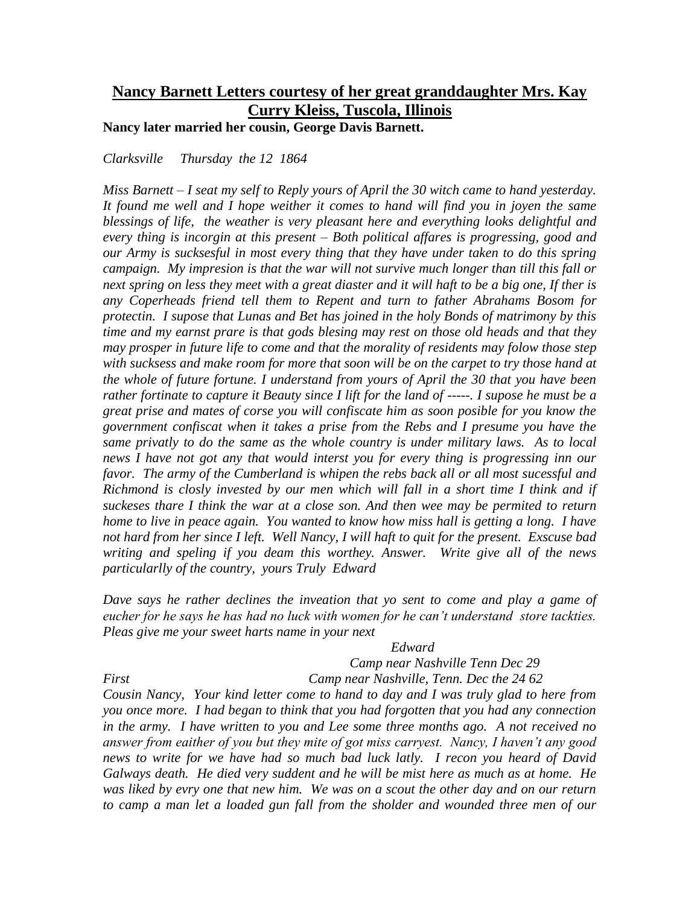# Nancy Barnett Letters courtesy of her great granddaughter Mrs. Kay Curry Kleiss, Tuscola, Illinois

**Nancy later married her cousin, George Davis Barnett.**

*Clarksville     Thursday  the 12  1864*

*Miss Barnett – I seat my self to Reply yours of April the 30 witch came to hand yesterday. It found me well and I hope weither it comes to hand will find you in joyen the same blessings of life,  the weather is very pleasant here and everything looks delightful and every thing is incorgin at this present – Both political affares is progressing, good and our Army is sucksesful in most every thing that they have under taken to do this spring campaign.  My impresion is that the war will not survive much longer than till this fall or next spring on less they meet with a great diaster and it will haft to be a big one, If ther is any Coperheads friend tell them to Repent and turn to father Abrahams Bosom for protectin.  I supose that Lunas and Bet has joined in the holy Bonds of matrimony by this time and my earnst prare is that gods blesing may rest on those old heads and that they may prosper in future life to come and that the morality of residents may folow those step with sucksess and make room for more that soon will be on the carpet to try those hand at the whole of future fortune. I understand from yours of April the 30 that you have been rather fortinate to capture it Beauty since I lift for the land of -----. I supose he must be a great prise and mates of corse you will confiscate him as soon posible for you know the government confiscat when it takes a prise from the Rebs and I presume you have the same privatly to do the same as the whole country is under military laws.  As to local news I have not got any that would interst you for every thing is progressing inn our favor.  The army of the Cumberland is whipen the rebs back all or all most sucessful and Richmond is closly invested by our men which will fall in a short time I think and if suckeses thare I think the war at a close son. And then wee may be permited to return home to live in peace again.  You wanted to know how miss hall is getting a long.  I have not hard from her since I left.  Well Nancy, I will haft to quit for the present.  Exscuse bad writing and speling if you deam this worthey. Answer.   Write give all of the news particularlly of the country,  yours Truly  Edward*

*Dave says he rather declines the inveation that yo sent to come and play a game of eucher for he says he has had no luck with women for he can't understand  store tackties. Pleas give me your sweet harts name in your next*

*Edward*

*Camp near Nashville Tenn Dec 29*

*First                                   Camp near Nashville, Tenn. Dec the 24 62*

*Cousin Nancy,  Your kind letter come to hand to day and I was truly glad to here from you once more.  I had began to think that you had forgotten that you had any connection in the army.  I have written to you and Lee some three months ago.  A not received no answer from eaither of you but they mite of got miss carryest.  Nancy, I haven't any good news to write for we have had so much bad luck latly.  I recon you heard of David Galways death.  He died very suddent and he will be mist here as much as at home.  He was liked by evry one that new him.  We was on a scout the other day and on our return to camp a man let a loaded gun fall from the sholder and wounded three men of our*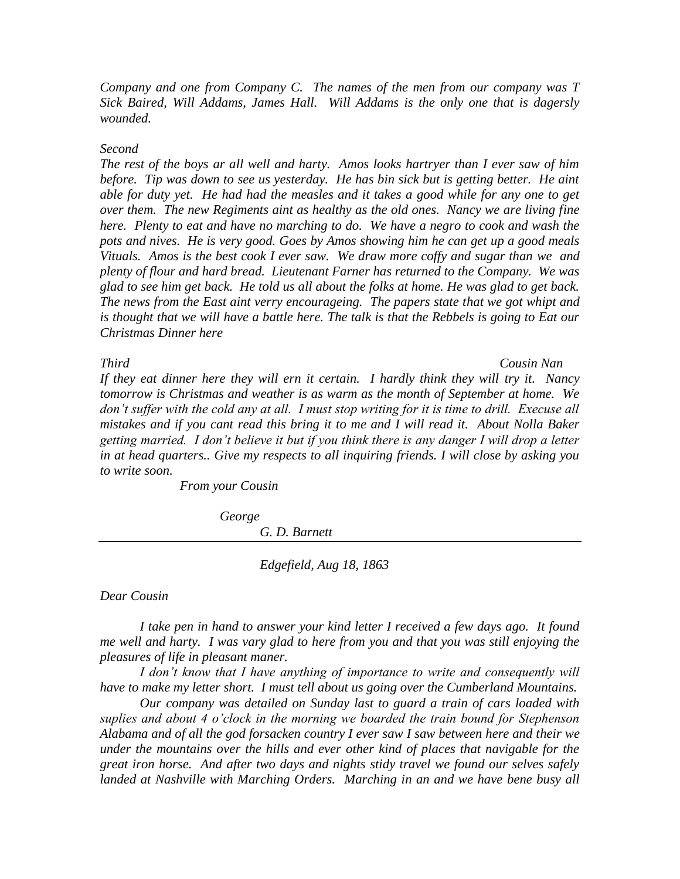*Company and one from Company C. The names of the men from our company was T Sick Baired, Will Addams, James Hall. Will Addams is the only one that is dagersly wounded.*

*Second*

*The rest of the boys ar all well and harty. Amos looks hartryer than I ever saw of him before. Tip was down to see us yesterday. He has bin sick but is getting better. He aint able for duty yet. He had had the measles and it takes a good while for any one to get over them. The new Regiments aint as healthy as the old ones. Nancy we are living fine here. Plenty to eat and have no marching to do. We have a negro to cook and wash the pots and nives. He is very good. Goes by Amos showing him he can get up a good meals Vituals. Amos is the best cook I ever saw. We draw more coffy and sugar than we and plenty of flour and hard bread. Lieutenant Farner has returned to the Company. We was glad to see him get back. He told us all about the folks at home. He was glad to get back. The news from the East aint verry encourageing. The papers state that we got whipt and is thought that we will have a battle here. The talk is that the Rebbels is going to Eat our Christmas Dinner here*

*Third* *Cousin Nan*

*If they eat dinner here they will ern it certain. I hardly think they will try it. Nancy tomorrow is Christmas and weather is as warm as the month of September at home. We don't suffer with the cold any at all. I must stop writing for it is time to drill. Execuse all mistakes and if you cant read this bring it to me and I will read it. About Nolla Baker getting married. I don't believe it but if you think there is any danger I will drop a letter in at head quarters.. Give my respects to all inquiring friends. I will close by asking you to write soon.*

*From your Cousin*

*George*

*G. D. Barnett*

---

*Edgefield, Aug 18, 1863*

*Dear Cousin*

*I take pen in hand to answer your kind letter I received a few days ago. It found me well and harty. I was vary glad to here from you and that you was still enjoying the pleasures of life in pleasant maner.*

*I don't know that I have anything of importance to write and consequently will have to make my letter short. I must tell about us going over the Cumberland Mountains.*

*Our company was detailed on Sunday last to guard a train of cars loaded with suplies and about 4 o'clock in the morning we boarded the train bound for Stephenson Alabama and of all the god forsacken country I ever saw I saw between here and their we under the mountains over the hills and ever other kind of places that navigable for the great iron horse. And after two days and nights stidy travel we found our selves safely landed at Nashville with Marching Orders. Marching in an and we have bene busy all*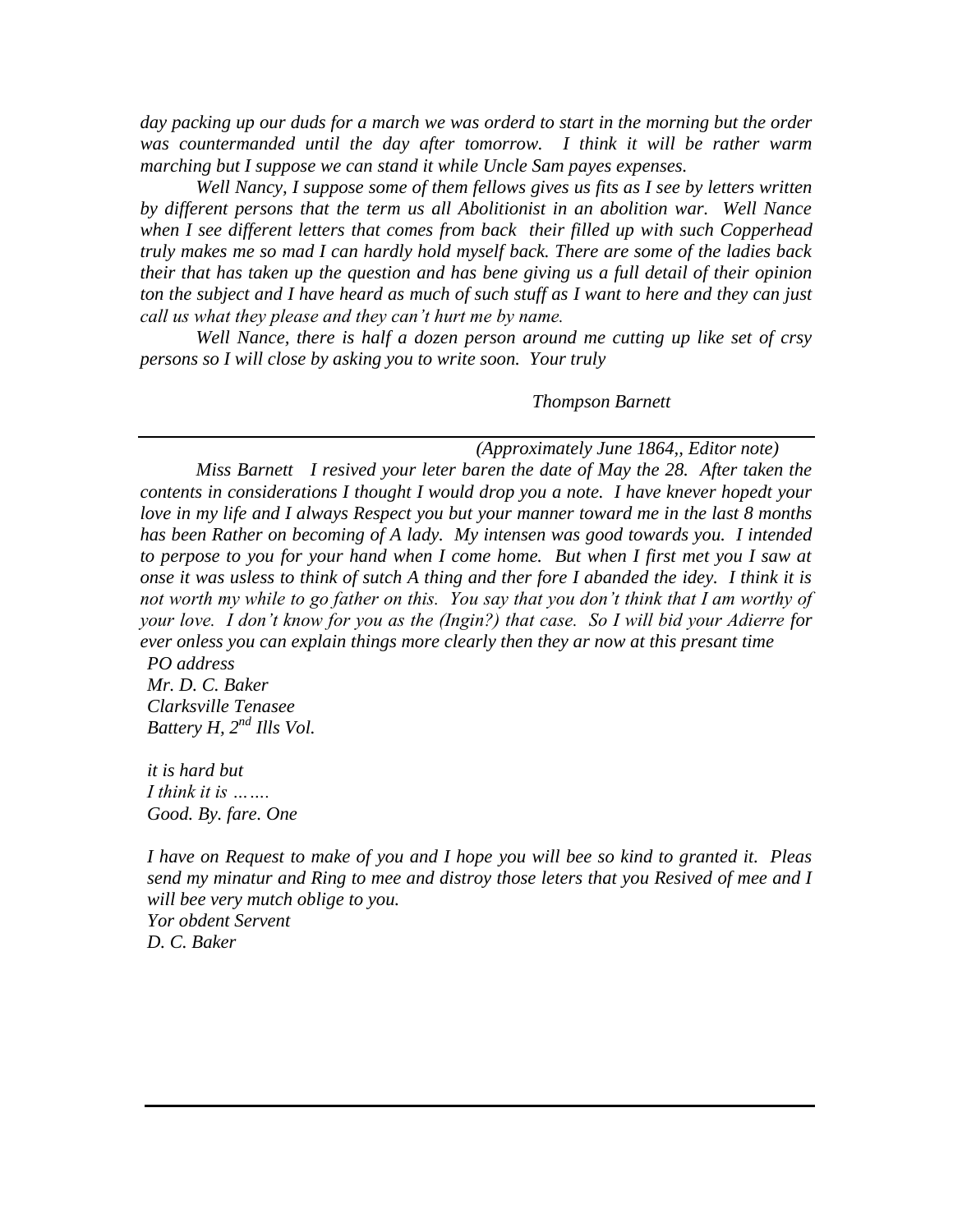*day packing up our duds for a march we was orderd to start in the morning but the order was countermanded until the day after tomorrow. I think it will be rather warm marching but I suppose we can stand it while Uncle Sam payes expenses.*

*Well Nancy, I suppose some of them fellows gives us fits as I see by letters written by different persons that the term us all Abolitionist in an abolition war. Well Nance when I see different letters that comes from back their filled up with such Copperhead truly makes me so mad I can hardly hold myself back. There are some of the ladies back their that has taken up the question and has bene giving us a full detail of their opinion ton the subject and I have heard as much of such stuff as I want to here and they can just call us what they please and they can't hurt me by name.*

*Well Nance, there is half a dozen person around me cutting up like set of crsy persons so I will close by asking you to write soon. Your truly*

*Thompson Barnett*

---

*(Approximately June 1864,, Editor note)*

*Miss Barnett I resived your leter baren the date of May the 28. After taken the contents in considerations I thought I would drop you a note. I have knever hopedt your love in my life and I always Respect you but your manner toward me in the last 8 months has been Rather on becoming of A lady. My intensen was good towards you. I intended to perpose to you for your hand when I come home. But when I first met you I saw at onse it was usless to think of sutch A thing and ther fore I abanded the idey. I think it is not worth my while to go father on this. You say that you don't think that I am worthy of your love. I don't know for you as the (Ingin?) that case. So I will bid your Adierre for ever onless you can explain things more clearly then they ar now at this presant time*

*PO address*
*Mr. D. C. Baker*
*Clarksville Tenasee*
*Battery H, 2nd Ills Vol.*

*it is hard but*
*I think it is …….*
*Good. By. fare. One*

*I have on Request to make of you and I hope you will bee so kind to granted it. Pleas send my minatur and Ring to mee and distroy those leters that you Resived of mee and I will bee very mutch oblige to you.*
*Yor obdent Servent*
*D. C. Baker*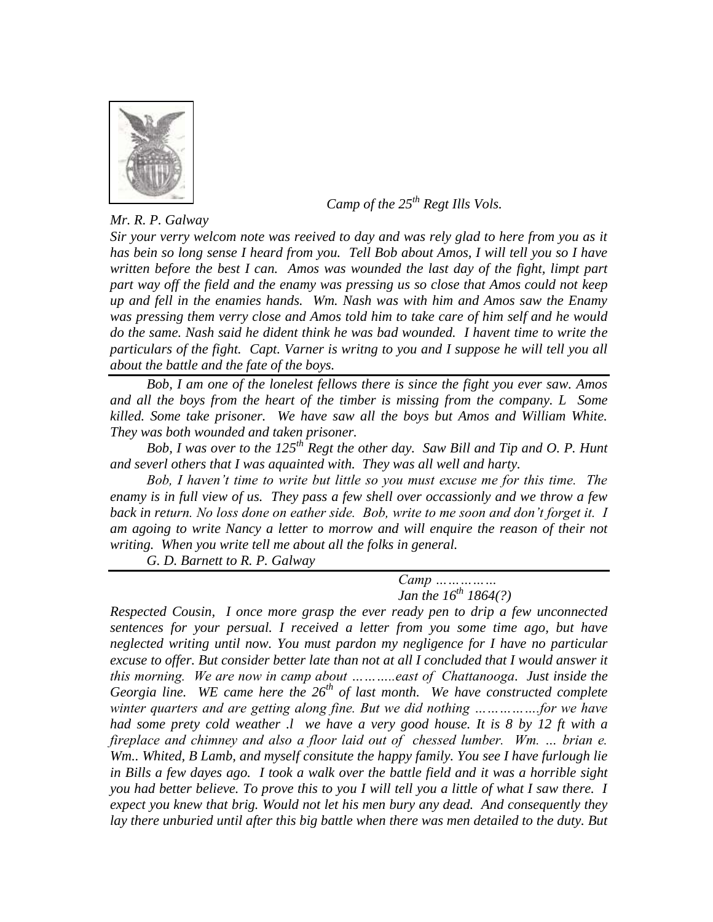*Camp of the 25th Regt Ills Vols.*

*Mr. R. P. Galway*

*Sir your verry welcom note was reeived to day and was rely glad to here from you as it has bein so long sense I heard from you. Tell Bob about Amos, I will tell you so I have written before the best I can. Amos was wounded the last day of the fight, limpt part part way off the field and the enamy was pressing us so close that Amos could not keep up and fell in the enamies hands. Wm. Nash was with him and Amos saw the Enamy was pressing them verry close and Amos told him to take care of him self and he would do the same. Nash said he dident think he was bad wounded. I havent time to write the particulars of the fight. Capt. Varner is writng to you and I suppose he will tell you all about the battle and the fate of the boys.*

---

*Bob, I am one of the lonelest fellows there is since the fight you ever saw. Amos and all the boys from the heart of the timber is missing from the company. L Some killed. Some take prisoner. We have saw all the boys but Amos and William White. They was both wounded and taken prisoner.*

*Bob, I was over to the 125th Regt the other day. Saw Bill and Tip and O. P. Hunt and severl others that I was aquainted with. They was all well and harty.*

*Bob, I haven't time to write but little so you must excuse me for this time. The enamy is in full view of us. They pass a few shell over occassionly and we throw a few back in return. No loss done on eather side. Bob, write to me soon and don't forget it. I am agoing to write Nancy a letter to morrow and will enquire the reason of their not writing. When you write tell me about all the folks in general.*

*G. D. Barnett to R. P. Galway*

---

*Camp ……………*
*Jan the 16th 1864(?)*

*Respected Cousin, I once more grasp the ever ready pen to drip a few unconnected sentences for your persual. I received a letter from you some time ago, but have neglected writing until now. You must pardon my negligence for I have no particular excuse to offer. But consider better late than not at all I concluded that I would answer it this morning. We are now in camp about ………..east of Chattanooga. Just inside the Georgia line. WE came here the 26th of last month. We have constructed complete winter quarters and are getting along fine. But we did nothing …………….for we have had some prety cold weather .l we have a very good house. It is 8 by 12 ft with a fireplace and chimney and also a floor laid out of chessed lumber. Wm. … brian e. Wm.. Whited, B Lamb, and myself consitute the happy family. You see I have furlough lie in Bills a few dayes ago. I took a walk over the battle field and it was a horrible sight you had better believe. To prove this to you I will tell you a little of what I saw there. I expect you knew that brig. Would not let his men bury any dead. And consequently they lay there unburied until after this big battle when there was men detailed to the duty. But*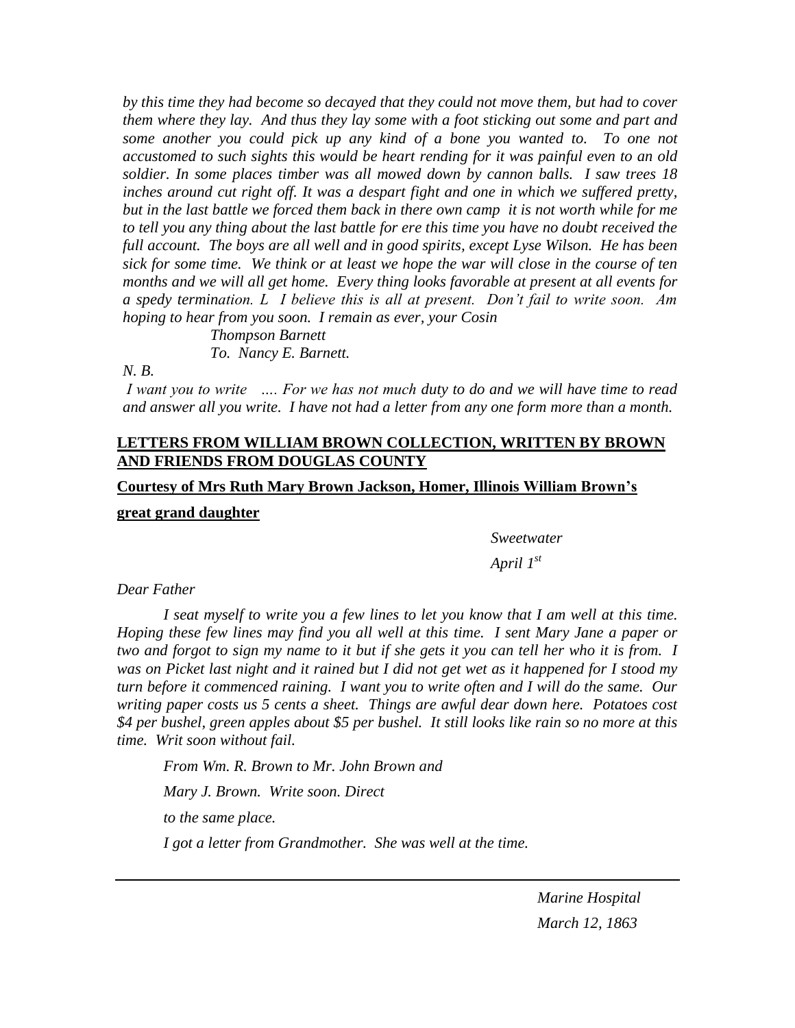*by this time they had become so decayed that they could not move them, but had to cover them where they lay. And thus they lay some with a foot sticking out some and part and some another you could pick up any kind of a bone you wanted to. To one not accustomed to such sights this would be heart rending for it was painful even to an old soldier. In some places timber was all mowed down by cannon balls. I saw trees 18 inches around cut right off. It was a despart fight and one in which we suffered pretty, but in the last battle we forced them back in there own camp it is not worth while for me to tell you any thing about the last battle for ere this time you have no doubt received the full account. The boys are all well and in good spirits, except Lyse Wilson. He has been sick for some time. We think or at least we hope the war will close in the course of ten months and we will all get home. Every thing looks favorable at present at all events for a spedy termination. L I believe this is all at present. Don't fail to write soon. Am hoping to hear from you soon. I remain as ever, your Cosin*

*Thompson Barnett*

*To. Nancy E. Barnett.*

*N. B.*

*I want you to write …. For we has not much duty to do and we will have time to read and answer all you write. I have not had a letter from any one form more than a month.*

**LETTERS FROM WILLIAM BROWN COLLECTION, WRITTEN BY BROWN AND FRIENDS FROM DOUGLAS COUNTY**

**Courtesy of Mrs Ruth Mary Brown Jackson, Homer, Illinois William Brown's great grand daughter**

*Sweetwater*

*April 1st*

*Dear Father*

*I seat myself to write you a few lines to let you know that I am well at this time. Hoping these few lines may find you all well at this time. I sent Mary Jane a paper or two and forgot to sign my name to it but if she gets it you can tell her who it is from. I was on Picket last night and it rained but I did not get wet as it happened for I stood my turn before it commenced raining. I want you to write often and I will do the same. Our writing paper costs us 5 cents a sheet. Things are awful dear down here. Potatoes cost $4 per bushel, green apples about $5 per bushel. It still looks like rain so no more at this time. Writ soon without fail.*

*From Wm. R. Brown to Mr. John Brown and*

*Mary J. Brown. Write soon. Direct*

*to the same place.*

*I got a letter from Grandmother. She was well at the time.*

---

*Marine Hospital*

*March 12, 1863*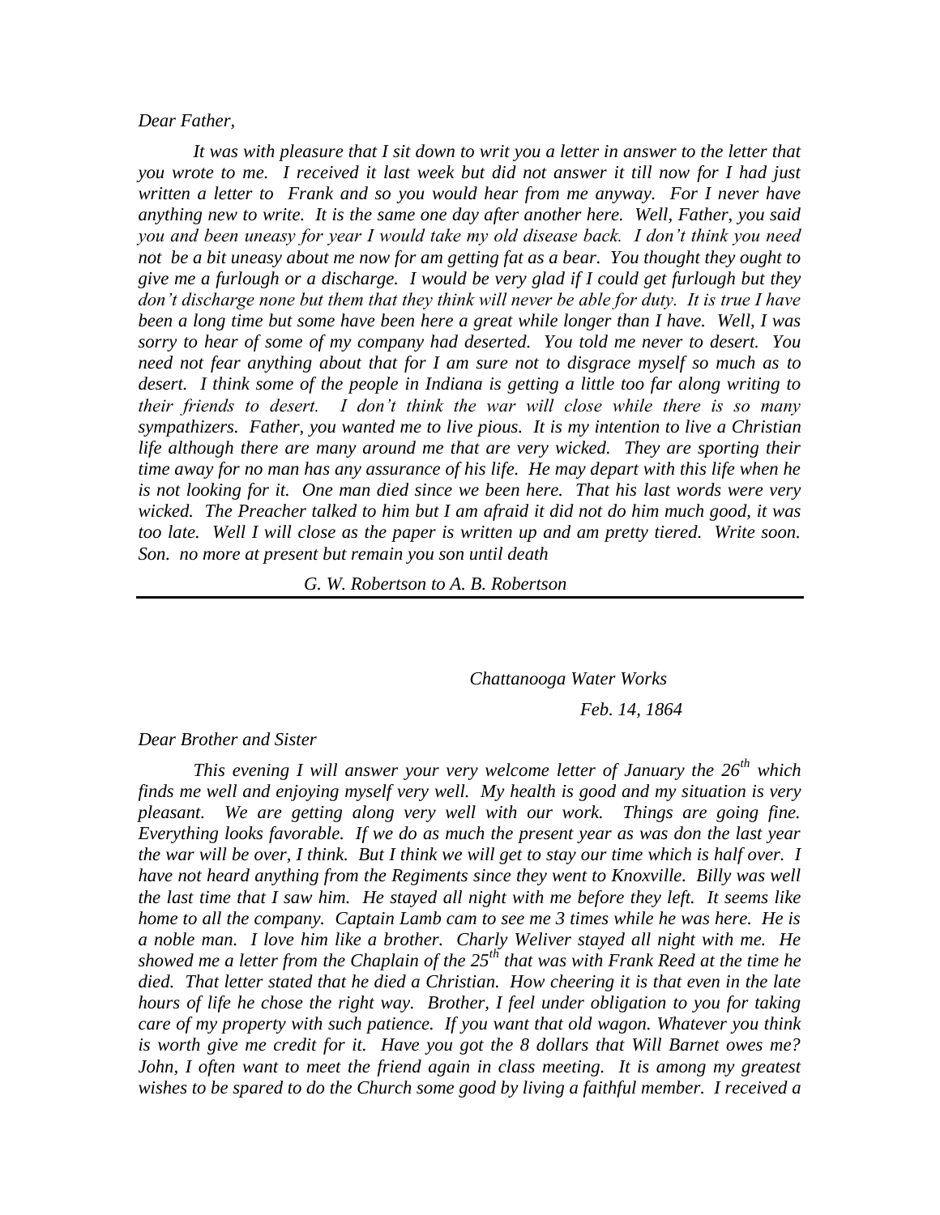*Dear Father,*

*It was with pleasure that I sit down to writ you a letter in answer to the letter that you wrote to me. I received it last week but did not answer it till now for I had just written a letter to Frank and so you would hear from me anyway. For I never have anything new to write. It is the same one day after another here. Well, Father, you said you and been uneasy for year I would take my old disease back. I don't think you need not be a bit uneasy about me now for am getting fat as a bear. You thought they ought to give me a furlough or a discharge. I would be very glad if I could get furlough but they don't discharge none but them that they think will never be able for duty. It is true I have been a long time but some have been here a great while longer than I have. Well, I was sorry to hear of some of my company had deserted. You told me never to desert. You need not fear anything about that for I am sure not to disgrace myself so much as to desert. I think some of the people in Indiana is getting a little too far along writing to their friends to desert. I don't think the war will close while there is so many sympathizers. Father, you wanted me to live pious. It is my intention to live a Christian life although there are many around me that are very wicked. They are sporting their time away for no man has any assurance of his life. He may depart with this life when he is not looking for it. One man died since we been here. That his last words were very wicked. The Preacher talked to him but I am afraid it did not do him much good, it was too late. Well I will close as the paper is written up and am pretty tiered. Write soon. Son. no more at present but remain you son until death*

*G. W. Robertson to A. B. Robertson*

---

*Chattanooga Water Works*

*Feb. 14, 1864*

*Dear Brother and Sister*

*This evening I will answer your very welcome letter of January the 26th which finds me well and enjoying myself very well. My health is good and my situation is very pleasant. We are getting along very well with our work. Things are going fine. Everything looks favorable. If we do as much the present year as was don the last year the war will be over, I think. But I think we will get to stay our time which is half over. I have not heard anything from the Regiments since they went to Knoxville. Billy was well the last time that I saw him. He stayed all night with me before they left. It seems like home to all the company. Captain Lamb cam to see me 3 times while he was here. He is a noble man. I love him like a brother. Charly Weliver stayed all night with me. He showed me a letter from the Chaplain of the 25th that was with Frank Reed at the time he died. That letter stated that he died a Christian. How cheering it is that even in the late hours of life he chose the right way. Brother, I feel under obligation to you for taking care of my property with such patience. If you want that old wagon. Whatever you think is worth give me credit for it. Have you got the 8 dollars that Will Barnet owes me? John, I often want to meet the friend again in class meeting. It is among my greatest wishes to be spared to do the Church some good by living a faithful member. I received a*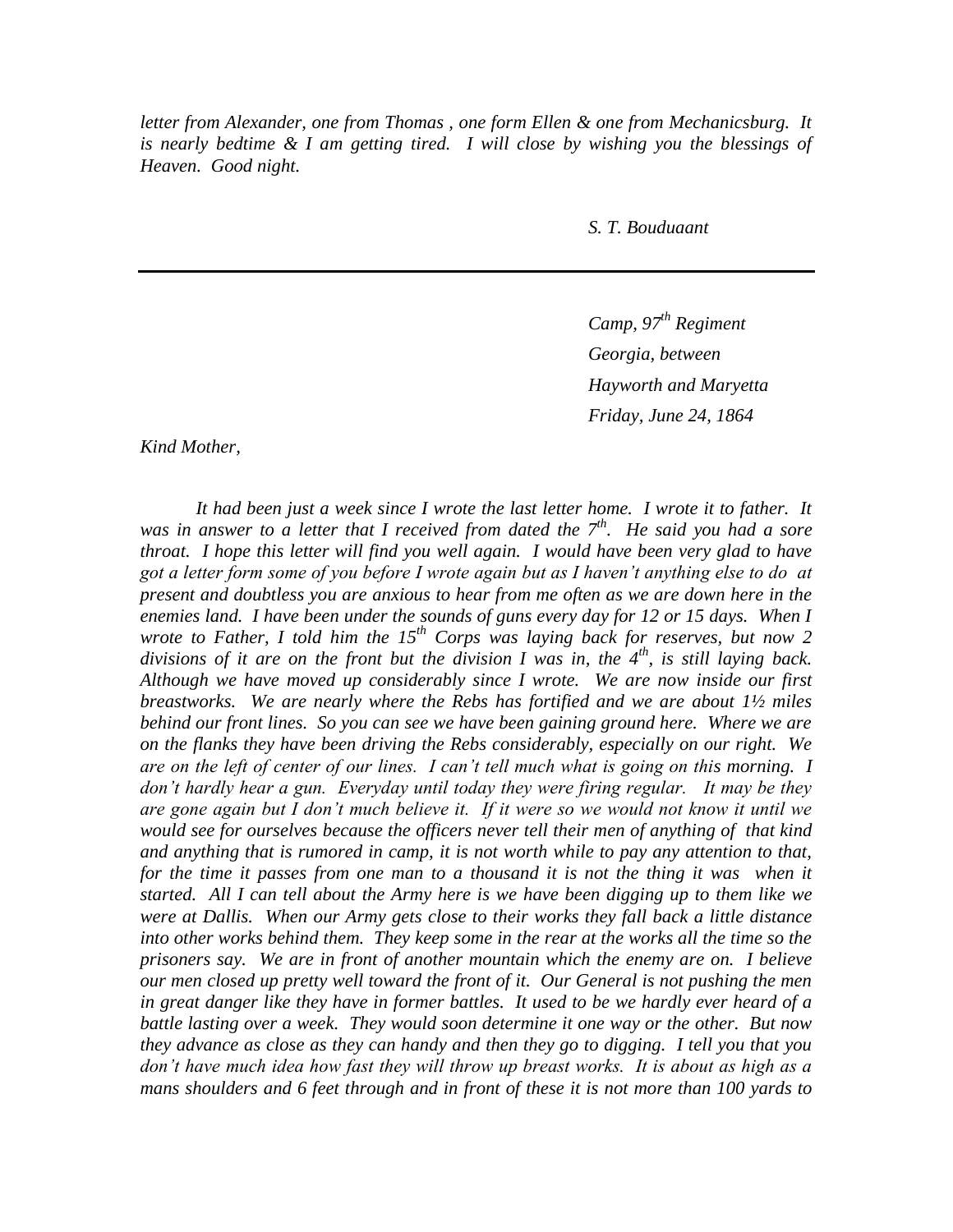*letter from Alexander, one from Thomas , one form Ellen & one from Mechanicsburg. It is nearly bedtime & I am getting tired. I will close by wishing you the blessings of Heaven. Good night.*

*S. T. Bouduaant*

---

*Camp, 97th Regiment*
*Georgia, between*
*Hayworth and Maryetta*
*Friday, June 24, 1864*

*Kind Mother,*

*It had been just a week since I wrote the last letter home. I wrote it to father. It was in answer to a letter that I received from dated the 7th. He said you had a sore throat. I hope this letter will find you well again. I would have been very glad to have got a letter form some of you before I wrote again but as I haven't anything else to do at present and doubtless you are anxious to hear from me often as we are down here in the enemies land. I have been under the sounds of guns every day for 12 or 15 days. When I wrote to Father, I told him the 15th Corps was laying back for reserves, but now 2 divisions of it are on the front but the division I was in, the 4th, is still laying back. Although we have moved up considerably since I wrote. We are now inside our first breastworks. We are nearly where the Rebs has fortified and we are about 1½ miles behind our front lines. So you can see we have been gaining ground here. Where we are on the flanks they have been driving the Rebs considerably, especially on our right. We are on the left of center of our lines. I can't tell much what is going on this morning. I don't hardly hear a gun. Everyday until today they were firing regular. It may be they are gone again but I don't much believe it. If it were so we would not know it until we would see for ourselves because the officers never tell their men of anything of that kind and anything that is rumored in camp, it is not worth while to pay any attention to that, for the time it passes from one man to a thousand it is not the thing it was when it started. All I can tell about the Army here is we have been digging up to them like we were at Dallis. When our Army gets close to their works they fall back a little distance into other works behind them. They keep some in the rear at the works all the time so the prisoners say. We are in front of another mountain which the enemy are on. I believe our men closed up pretty well toward the front of it. Our General is not pushing the men in great danger like they have in former battles. It used to be we hardly ever heard of a battle lasting over a week. They would soon determine it one way or the other. But now they advance as close as they can handy and then they go to digging. I tell you that you don't have much idea how fast they will throw up breast works. It is about as high as a mans shoulders and 6 feet through and in front of these it is not more than 100 yards to*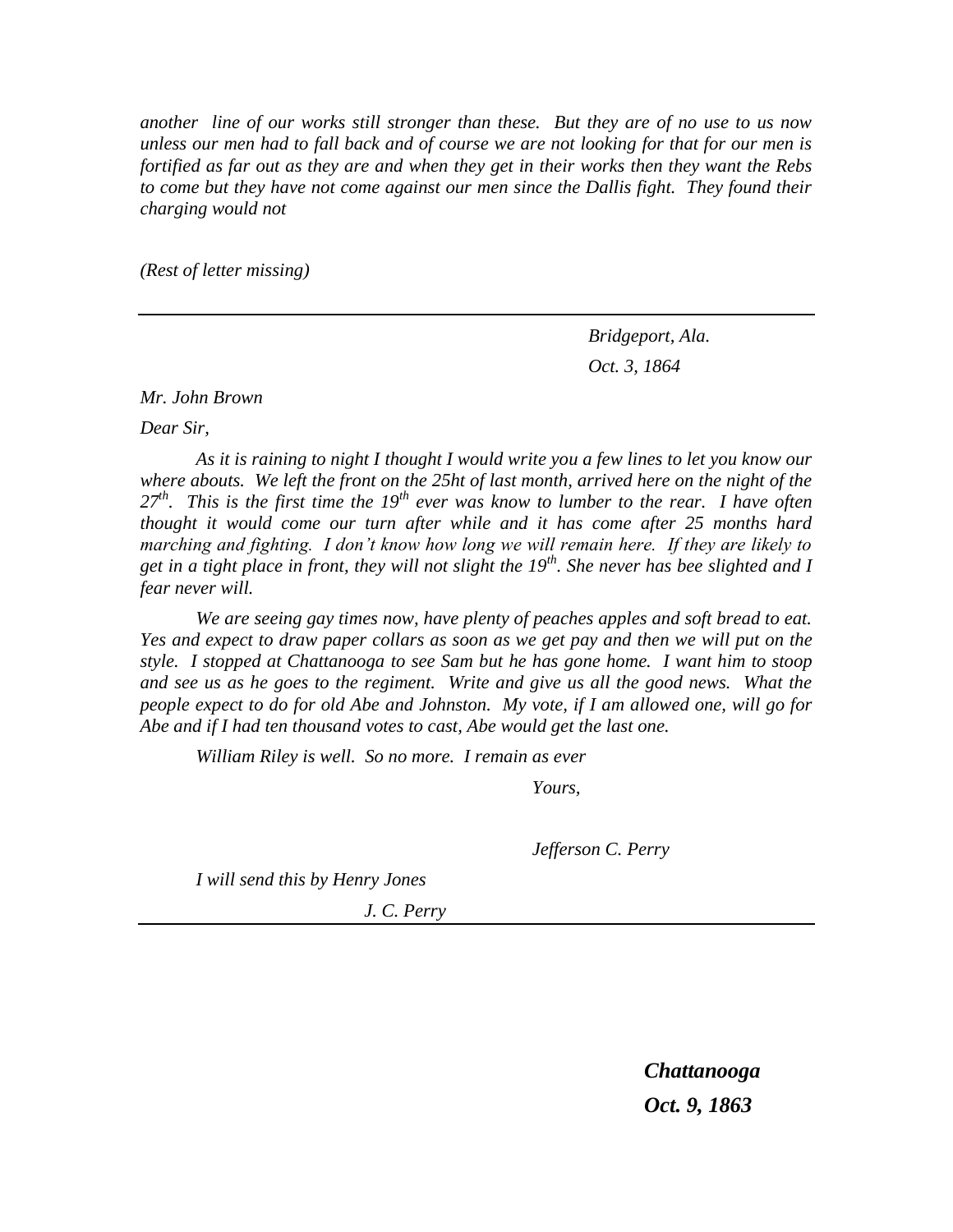*another line of our works still stronger than these. But they are of no use to us now unless our men had to fall back and of course we are not looking for that for our men is fortified as far out as they are and when they get in their works then they want the Rebs to come but they have not come against our men since the Dallis fight. They found their charging would not*

*(Rest of letter missing)*

---

*Bridgeport, Ala.*

*Oct. 3, 1864*

*Mr. John Brown*

*Dear Sir,*

*As it is raining to night I thought I would write you a few lines to let you know our where abouts. We left the front on the 25ht of last month, arrived here on the night of the 27th. This is the first time the 19th ever was know to lumber to the rear. I have often thought it would come our turn after while and it has come after 25 months hard marching and fighting. I don't know how long we will remain here. If they are likely to get in a tight place in front, they will not slight the 19th. She never has bee slighted and I fear never will.*

*We are seeing gay times now, have plenty of peaches apples and soft bread to eat. Yes and expect to draw paper collars as soon as we get pay and then we will put on the style. I stopped at Chattanooga to see Sam but he has gone home. I want him to stoop and see us as he goes to the regiment. Write and give us all the good news. What the people expect to do for old Abe and Johnston. My vote, if I am allowed one, will go for Abe and if I had ten thousand votes to cast, Abe would get the last one.*

*William Riley is well. So no more. I remain as ever*

*Yours,*

*Jefferson C. Perry*

*I will send this by Henry Jones*

*J. C. Perry*

---

***Chattanooga***

***Oct. 9, 1863***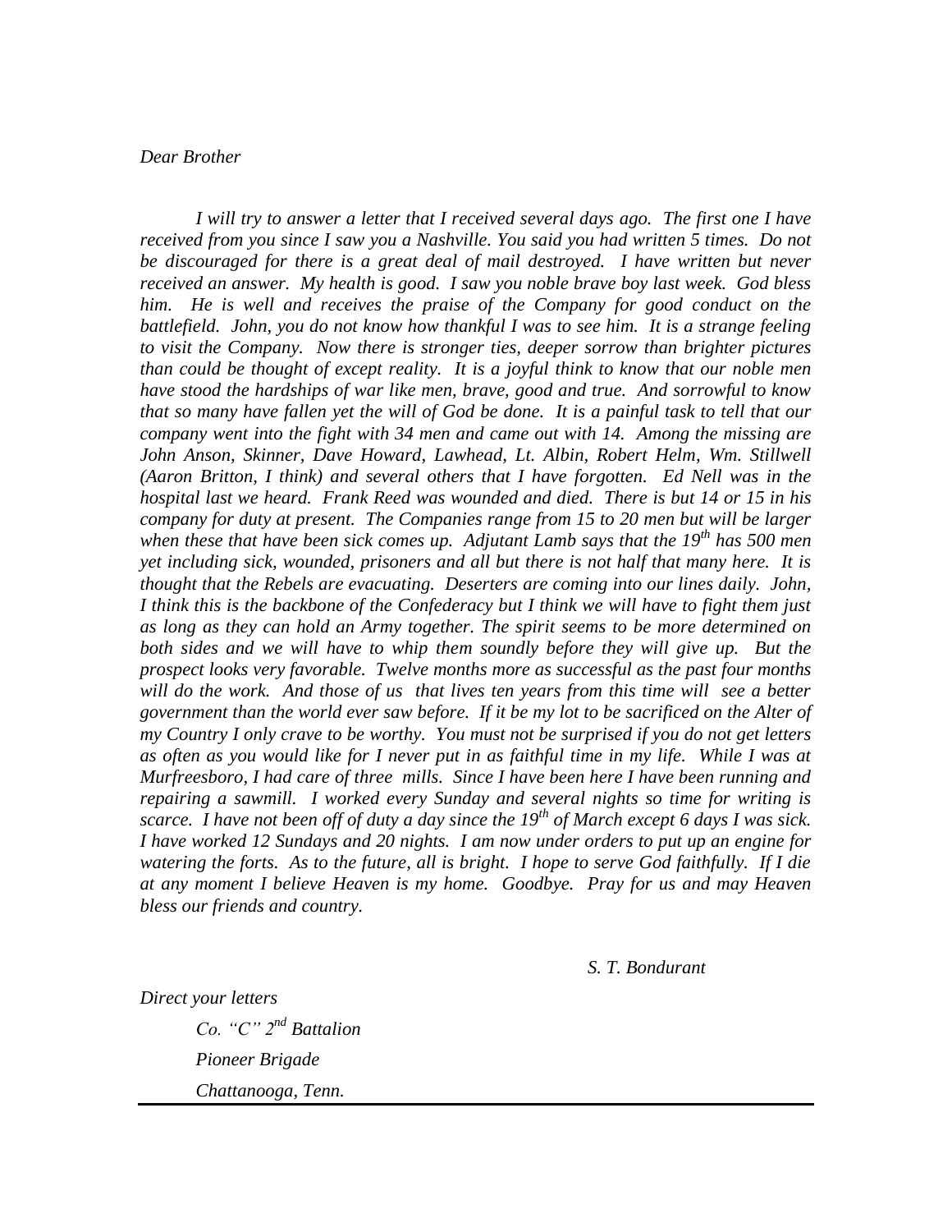*Dear Brother*

*I will try to answer a letter that I received several days ago. The first one I have received from you since I saw you a Nashville. You said you had written 5 times. Do not be discouraged for there is a great deal of mail destroyed. I have written but never received an answer. My health is good. I saw you noble brave boy last week. God bless him. He is well and receives the praise of the Company for good conduct on the battlefield. John, you do not know how thankful I was to see him. It is a strange feeling to visit the Company. Now there is stronger ties, deeper sorrow than brighter pictures than could be thought of except reality. It is a joyful think to know that our noble men have stood the hardships of war like men, brave, good and true. And sorrowful to know that so many have fallen yet the will of God be done. It is a painful task to tell that our company went into the fight with 34 men and came out with 14. Among the missing are John Anson, Skinner, Dave Howard, Lawhead, Lt. Albin, Robert Helm, Wm. Stillwell (Aaron Britton, I think) and several others that I have forgotten. Ed Nell was in the hospital last we heard. Frank Reed was wounded and died. There is but 14 or 15 in his company for duty at present. The Companies range from 15 to 20 men but will be larger when these that have been sick comes up. Adjutant Lamb says that the 19th has 500 men yet including sick, wounded, prisoners and all but there is not half that many here. It is thought that the Rebels are evacuating. Deserters are coming into our lines daily. John, I think this is the backbone of the Confederacy but I think we will have to fight them just as long as they can hold an Army together. The spirit seems to be more determined on both sides and we will have to whip them soundly before they will give up. But the prospect looks very favorable. Twelve months more as successful as the past four months will do the work. And those of us that lives ten years from this time will see a better government than the world ever saw before. If it be my lot to be sacrificed on the Alter of my Country I only crave to be worthy. You must not be surprised if you do not get letters as often as you would like for I never put in as faithful time in my life. While I was at Murfreesboro, I had care of three mills. Since I have been here I have been running and repairing a sawmill. I worked every Sunday and several nights so time for writing is scarce. I have not been off of duty a day since the 19th of March except 6 days I was sick. I have worked 12 Sundays and 20 nights. I am now under orders to put up an engine for watering the forts. As to the future, all is bright. I hope to serve God faithfully. If I die at any moment I believe Heaven is my home. Goodbye. Pray for us and may Heaven bless our friends and country.*

*S. T. Bondurant*

*Direct your letters*

*Co. "C" 2nd Battalion*
*Pioneer Brigade*
*Chattanooga, Tenn.*

---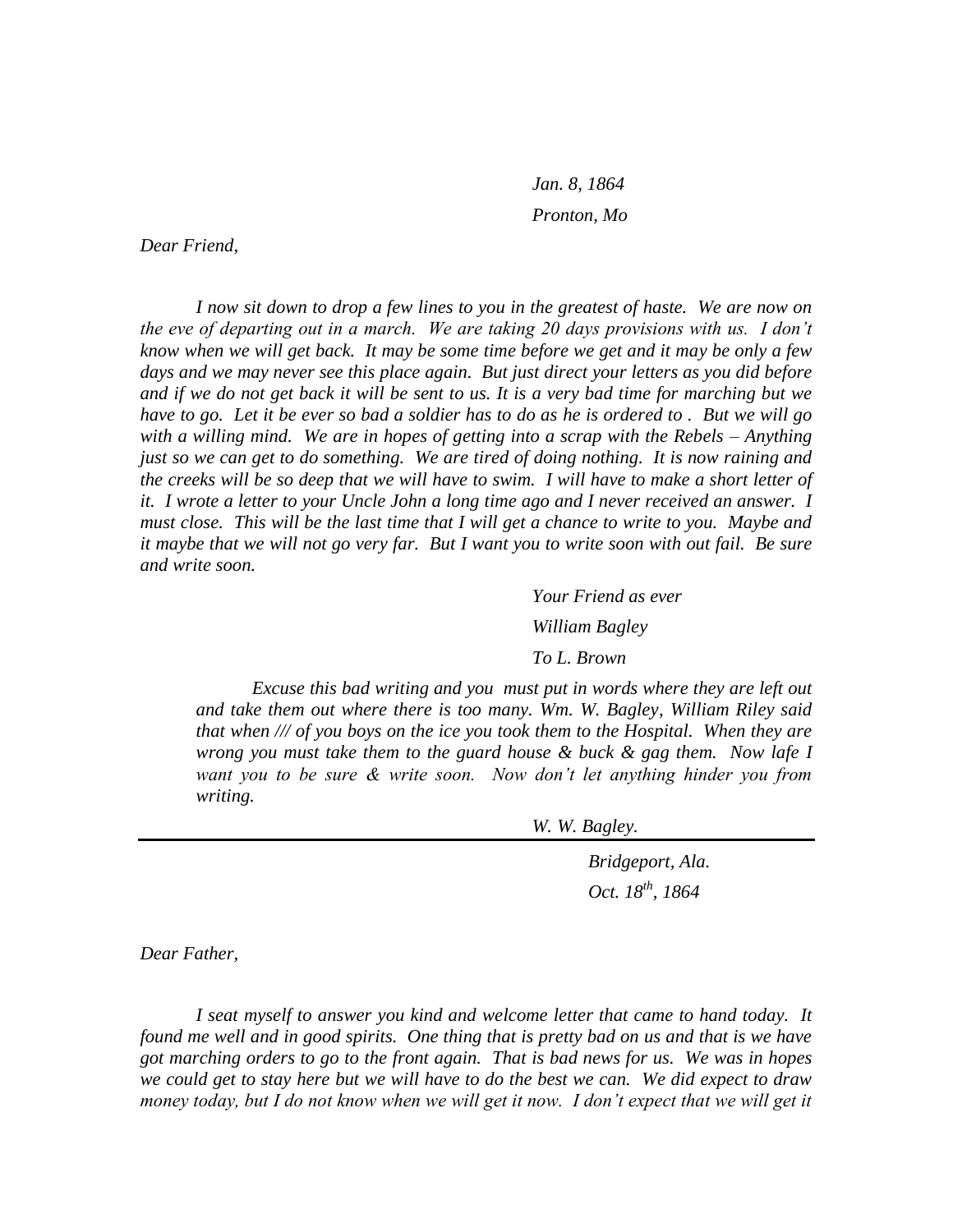*Jan. 8, 1864*

*Pronton, Mo*

*Dear Friend,*

*I now sit down to drop a few lines to you in the greatest of haste. We are now on the eve of departing out in a march. We are taking 20 days provisions with us. I don't know when we will get back. It may be some time before we get and it may be only a few days and we may never see this place again. But just direct your letters as you did before and if we do not get back it will be sent to us. It is a very bad time for marching but we have to go. Let it be ever so bad a soldier has to do as he is ordered to . But we will go with a willing mind. We are in hopes of getting into a scrap with the Rebels – Anything just so we can get to do something. We are tired of doing nothing. It is now raining and the creeks will be so deep that we will have to swim. I will have to make a short letter of it. I wrote a letter to your Uncle John a long time ago and I never received an answer. I must close. This will be the last time that I will get a chance to write to you. Maybe and it maybe that we will not go very far. But I want you to write soon with out fail. Be sure and write soon.*

*Your Friend as ever*

*William Bagley*

*To L. Brown*

*Excuse this bad writing and you must put in words where they are left out and take them out where there is too many. Wm. W. Bagley, William Riley said that when /// of you boys on the ice you took them to the Hospital. When they are wrong you must take them to the guard house & buck & gag them. Now lafe I want you to be sure & write soon. Now don't let anything hinder you from writing.*

*W. W. Bagley.*

---

*Bridgeport, Ala.*

*Oct. 18th, 1864*

*Dear Father,*

*I seat myself to answer you kind and welcome letter that came to hand today. It found me well and in good spirits. One thing that is pretty bad on us and that is we have got marching orders to go to the front again. That is bad news for us. We was in hopes we could get to stay here but we will have to do the best we can. We did expect to draw money today, but I do not know when we will get it now. I don't expect that we will get it*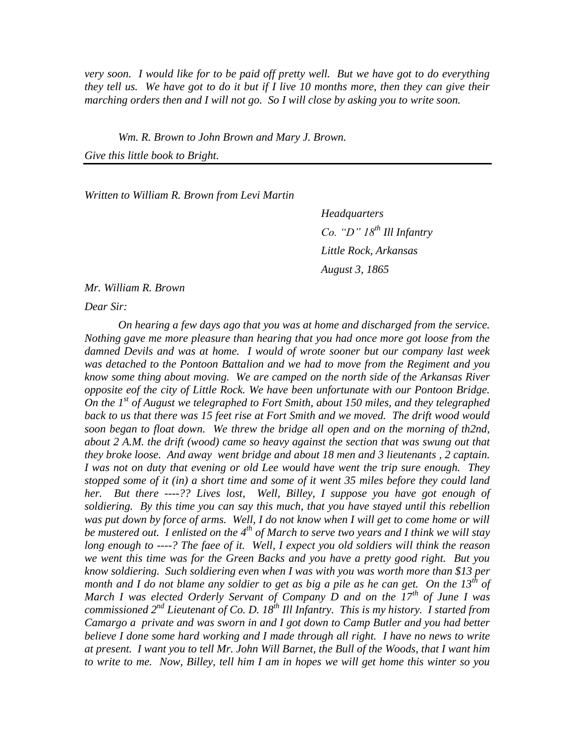*very soon. I would like for to be paid off pretty well. But we have got to do everything they tell us. We have got to do it but if I live 10 months more, then they can give their marching orders then and I will not go. So I will close by asking you to write soon.*

*Wm. R. Brown to John Brown and Mary J. Brown.*

*Give this little book to Bright.*

---

*Written to William R. Brown from Levi Martin*

*Headquarters*
*Co. "D" 18th Ill Infantry*
*Little Rock, Arkansas*
*August 3, 1865*

*Mr. William R. Brown*

*Dear Sir:*

*On hearing a few days ago that you was at home and discharged from the service. Nothing gave me more pleasure than hearing that you had once more got loose from the damned Devils and was at home. I would of wrote sooner but our company last week was detached to the Pontoon Battalion and we had to move from the Regiment and you know some thing about moving. We are camped on the north side of the Arkansas River opposite eof the city of Little Rock. We have been unfortunate with our Pontoon Bridge. On the 1st of August we telegraphed to Fort Smith, about 150 miles, and they telegraphed back to us that there was 15 feet rise at Fort Smith and we moved. The drift wood would soon began to float down. We threw the bridge all open and on the morning of th2nd, about 2 A.M. the drift (wood) came so heavy against the section that was swung out that they broke loose. And away went bridge and about 18 men and 3 lieutenants , 2 captain. I was not on duty that evening or old Lee would have went the trip sure enough. They stopped some of it (in) a short time and some of it went 35 miles before they could land her. But there ----?? Lives lost, Well, Billey, I suppose you have got enough of soldiering. By this time you can say this much, that you have stayed until this rebellion was put down by force of arms. Well, I do not know when I will get to come home or will be mustered out. I enlisted on the 4th of March to serve two years and I think we will stay long enough to ----? The faee of it. Well, I expect you old soldiers will think the reason we went this time was for the Green Backs and you have a pretty good right. But you know soldiering. Such soldiering even when I was with you was worth more than $13 per month and I do not blame any soldier to get as big a pile as he can get. On the 13th of March I was elected Orderly Servant of Company D and on the 17th of June I was commissioned 2nd Lieutenant of Co. D. 18th Ill Infantry. This is my history. I started from Camargo a private and was sworn in and I got down to Camp Butler and you had better believe I done some hard working and I made through all right. I have no news to write at present. I want you to tell Mr. John Will Barnet, the Bull of the Woods, that I want him to write to me. Now, Billey, tell him I am in hopes we will get home this winter so you*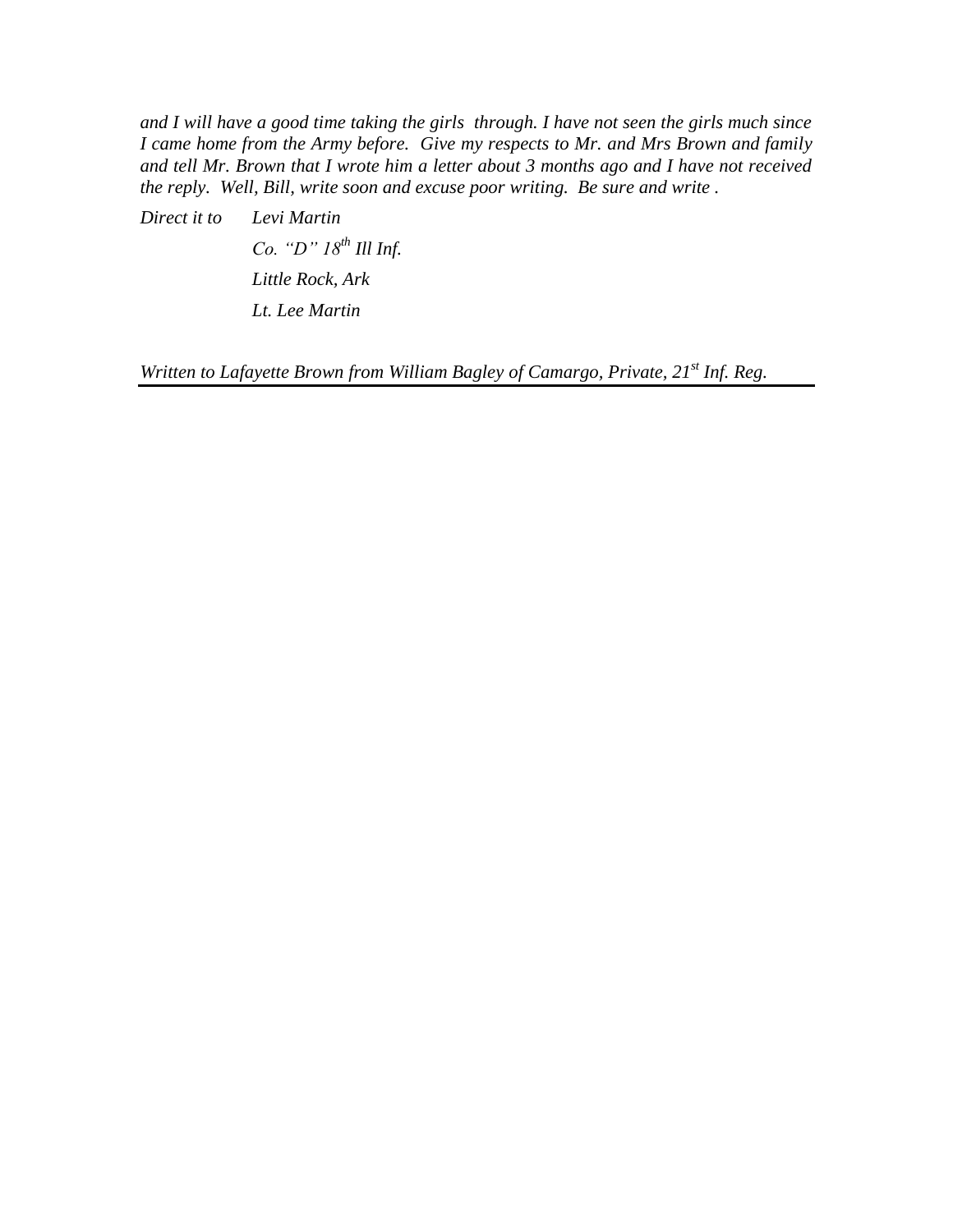*and I will have a good time taking the girls through. I have not seen the girls much since I came home from the Army before. Give my respects to Mr. and Mrs Brown and family and tell Mr. Brown that I wrote him a letter about 3 months ago and I have not received the reply. Well, Bill, write soon and excuse poor writing. Be sure and write .*

*Direct it to Levi Martin*

*Co. "D" 18th Ill Inf.*

*Little Rock, Ark*

*Lt. Lee Martin*

*Written to Lafayette Brown from William Bagley of Camargo, Private, 21st Inf. Reg.*

---